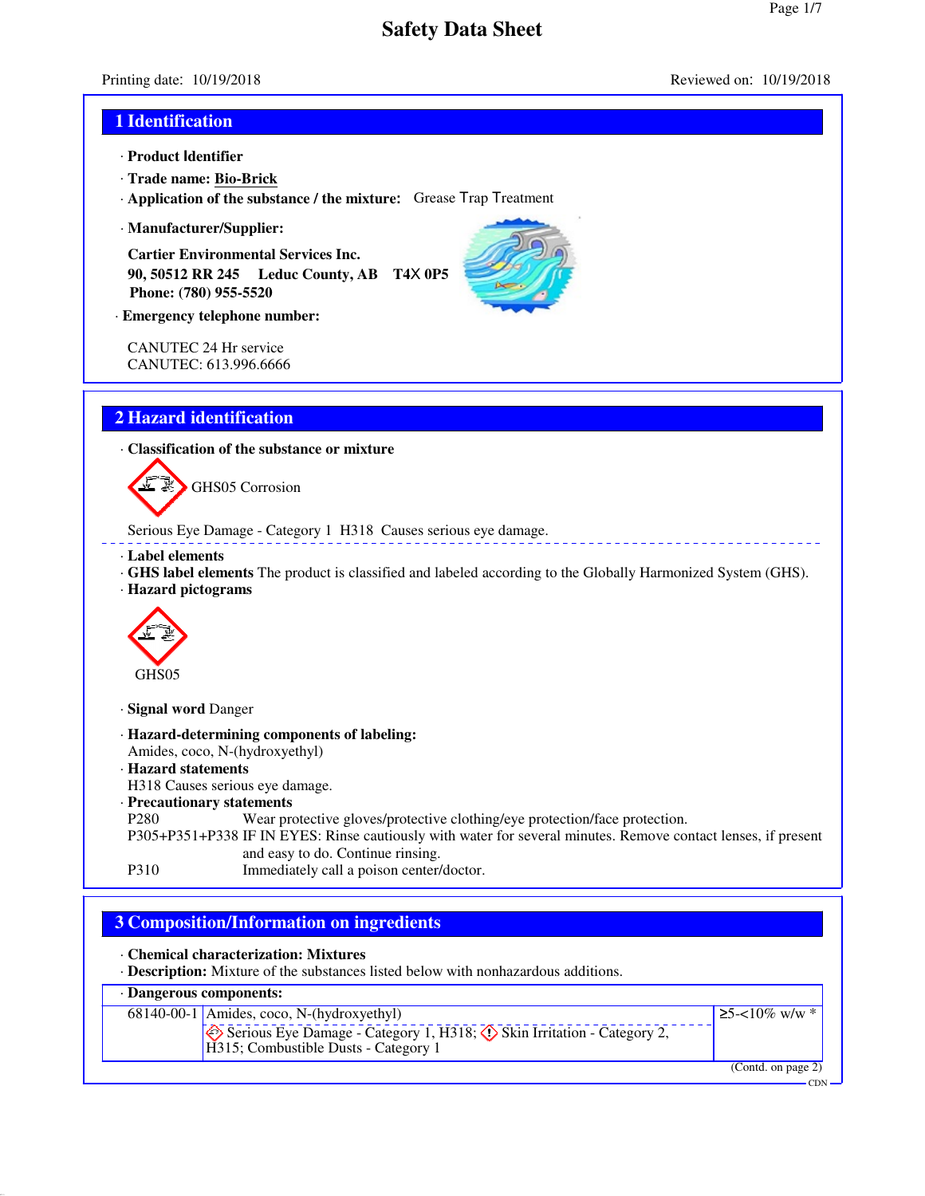# Safety Data Sheet

Printing date: 10/19/2018 Reviewed on: 10/19/2018

## 1 Identification

· **Product Identifier**

· **Trade name: Bio-Brick**

· **Application of the substance / the mixture:** Grease Trap Treatment

· **Manufacturer/Supplier:**

**Cartier Environmental Services Inc.**
**90, 50512 RR 245 Leduc County, AB T4X 0P5**
**Phone: (780) 955-5520**

· **Emergency telephone number:**

CANUTEC 24 Hr service
CANUTEC: 613.996.6666

## 2 Hazard identification

· **Classification of the substance or mixture**

GHS05 Corrosion

Serious Eye Damage - Category 1 H318 Causes serious eye damage.

· **Label elements**
· **GHS label elements** The product is classified and labeled according to the Globally Harmonized System (GHS).
· **Hazard pictograms**

GHS05

· **Signal word** Danger

· **Hazard-determining components of labeling:**
Amides, coco, N-(hydroxyethyl)
· **Hazard statements**
H318 Causes serious eye damage.
· **Precautionary statements**

P280 Wear protective gloves/protective clothing/eye protection/face protection.
P305+P351+P338 IF IN EYES: Rinse cautiously with water for several minutes. Remove contact lenses, if present and easy to do. Continue rinsing.
P310 Immediately call a poison center/doctor.

## 3 Composition/Information on ingredients

· **Chemical characterization: Mixtures**
· **Description:** Mixture of the substances listed below with nonhazardous additions.

| · **Dangerous components:** | | |
|---|---|---|
| 68140-00-1 | Amides, coco, N-(hydroxyethyl)<br>Serious Eye Damage - Category 1, H318; Skin Irritation - Category 2, H315; Combustible Dusts - Category 1 | ≥5-<10% w/w * |

(Contd. on page 2)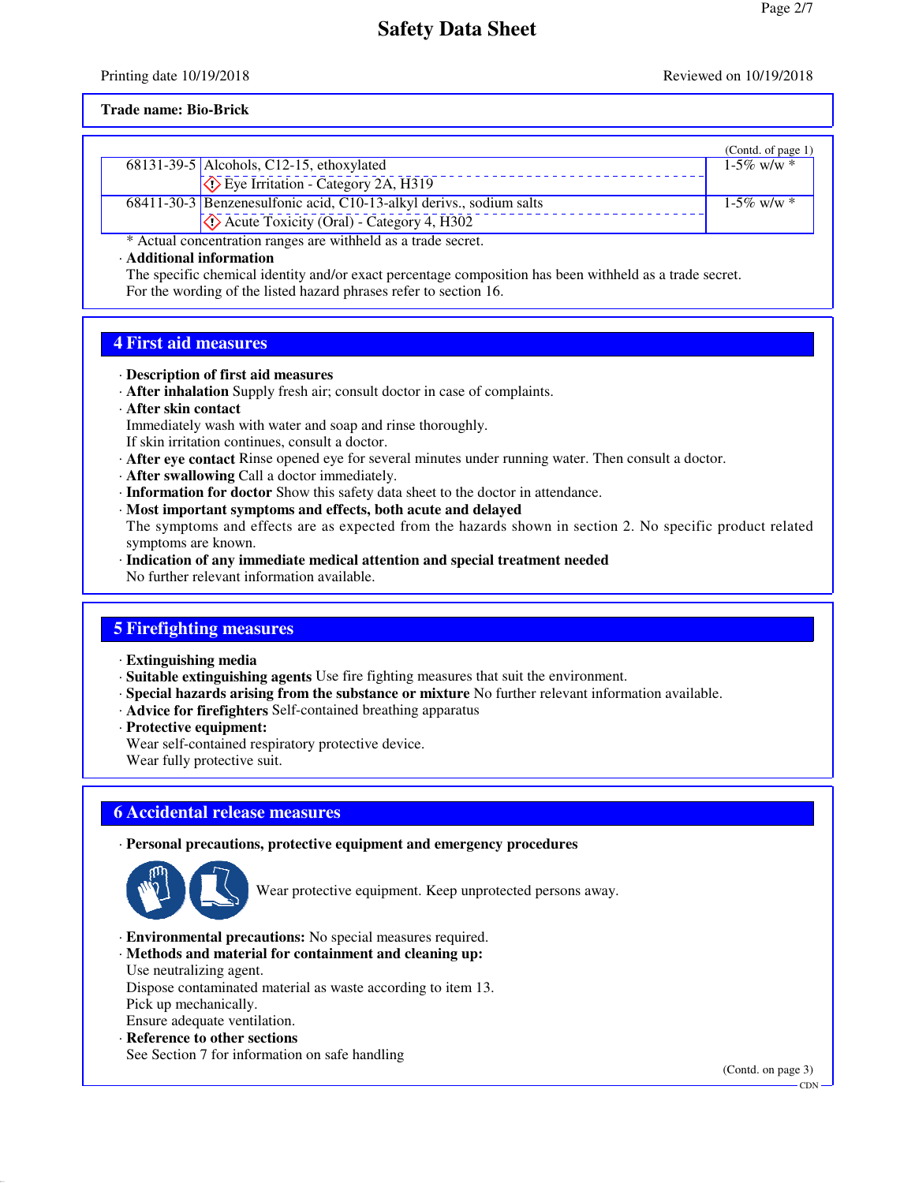**Trade name: Bio-Brick**

(Contd. of page 1)

| | | |
|---|---|---|
| 68131-39-5 | Alcohols, C12-15, ethoxylated<br>Eye Irritation - Category 2A, H319 | 1-5% w/w * |
| 68411-30-3 | Benzenesulfonic acid, C10-13-alkyl derivs., sodium salts<br>Acute Toxicity (Oral) - Category 4, H302 | 1-5% w/w * |

\* Actual concentration ranges are withheld as a trade secret.

· **Additional information**
The specific chemical identity and/or exact percentage composition has been withheld as a trade secret.
For the wording of the listed hazard phrases refer to section 16.

## 4 First aid measures

· **Description of first aid measures**
· **After inhalation** Supply fresh air; consult doctor in case of complaints.
· **After skin contact**
Immediately wash with water and soap and rinse thoroughly.
If skin irritation continues, consult a doctor.
· **After eye contact** Rinse opened eye for several minutes under running water. Then consult a doctor.
· **After swallowing** Call a doctor immediately.
· **Information for doctor** Show this safety data sheet to the doctor in attendance.
· **Most important symptoms and effects, both acute and delayed**
The symptoms and effects are as expected from the hazards shown in section 2. No specific product related symptoms are known.
· **Indication of any immediate medical attention and special treatment needed**
No further relevant information available.

## 5 Firefighting measures

· **Extinguishing media**
· **Suitable extinguishing agents** Use fire fighting measures that suit the environment.
· **Special hazards arising from the substance or mixture** No further relevant information available.
· **Advice for firefighters** Self-contained breathing apparatus
· **Protective equipment:**
Wear self-contained respiratory protective device.
Wear fully protective suit.

## 6 Accidental release measures

· **Personal precautions, protective equipment and emergency procedures**
Wear protective equipment. Keep unprotected persons away.
· **Environmental precautions:** No special measures required.
· **Methods and material for containment and cleaning up:**
Use neutralizing agent.
Dispose contaminated material as waste according to item 13.
Pick up mechanically.
Ensure adequate ventilation.
· **Reference to other sections**
See Section 7 for information on safe handling

(Contd. on page 3)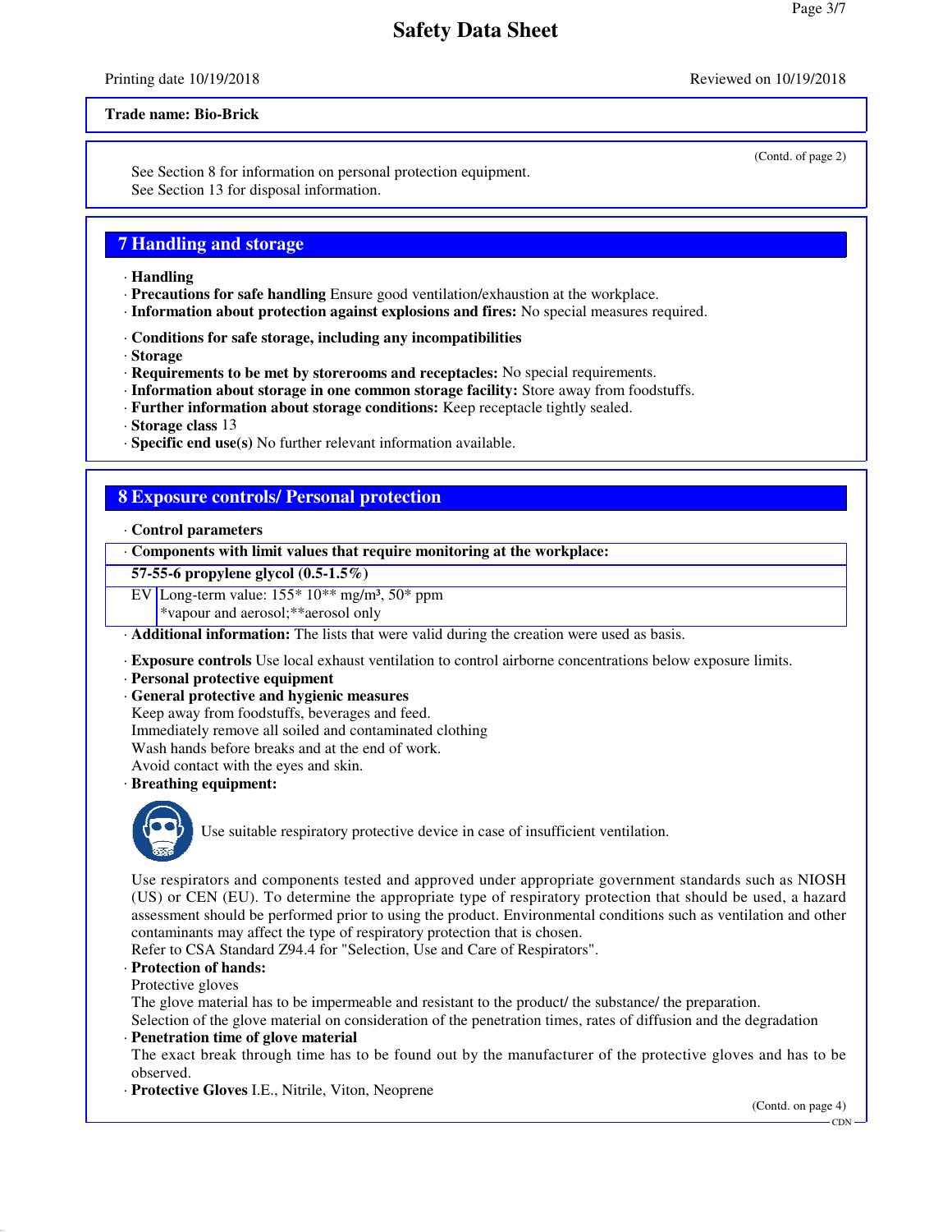**Trade name: Bio-Brick**

(Contd. of page 2)

See Section 8 for information on personal protection equipment.
See Section 13 for disposal information.

## 7 Handling and storage

· **Handling**
· **Precautions for safe handling** Ensure good ventilation/exhaustion at the workplace.
· **Information about protection against explosions and fires:** No special measures required.

· **Conditions for safe storage, including any incompatibilities**
· **Storage**
· **Requirements to be met by storerooms and receptacles:** No special requirements.
· **Information about storage in one common storage facility:** Store away from foodstuffs.
· **Further information about storage conditions:** Keep receptacle tightly sealed.
· **Storage class** 13
· **Specific end use(s)** No further relevant information available.

## 8 Exposure controls/ Personal protection

· **Control parameters**

| · **Components with limit values that require monitoring at the workplace:** | |
|---|---|
| **57-55-6 propylene glycol (0.5-1.5%)** | |
| EV | Long-term value: 155* 10** mg/m³, 50* ppm<br>*vapour and aerosol;**aerosol only |

· **Additional information:** The lists that were valid during the creation were used as basis.

· **Exposure controls** Use local exhaust ventilation to control airborne concentrations below exposure limits.
· **Personal protective equipment**
· **General protective and hygienic measures**
Keep away from foodstuffs, beverages and feed.
Immediately remove all soiled and contaminated clothing
Wash hands before breaks and at the end of work.
Avoid contact with the eyes and skin.
· **Breathing equipment:**

Use suitable respiratory protective device in case of insufficient ventilation.

Use respirators and components tested and approved under appropriate government standards such as NIOSH (US) or CEN (EU). To determine the appropriate type of respiratory protection that should be used, a hazard assessment should be performed prior to using the product. Environmental conditions such as ventilation and other contaminants may affect the type of respiratory protection that is chosen.
Refer to CSA Standard Z94.4 for "Selection, Use and Care of Respirators".
· **Protection of hands:**
Protective gloves
The glove material has to be impermeable and resistant to the product/ the substance/ the preparation.
Selection of the glove material on consideration of the penetration times, rates of diffusion and the degradation
· **Penetration time of glove material**
The exact break through time has to be found out by the manufacturer of the protective gloves and has to be observed.
· **Protective Gloves** I.E., Nitrile, Viton, Neoprene

(Contd. on page 4)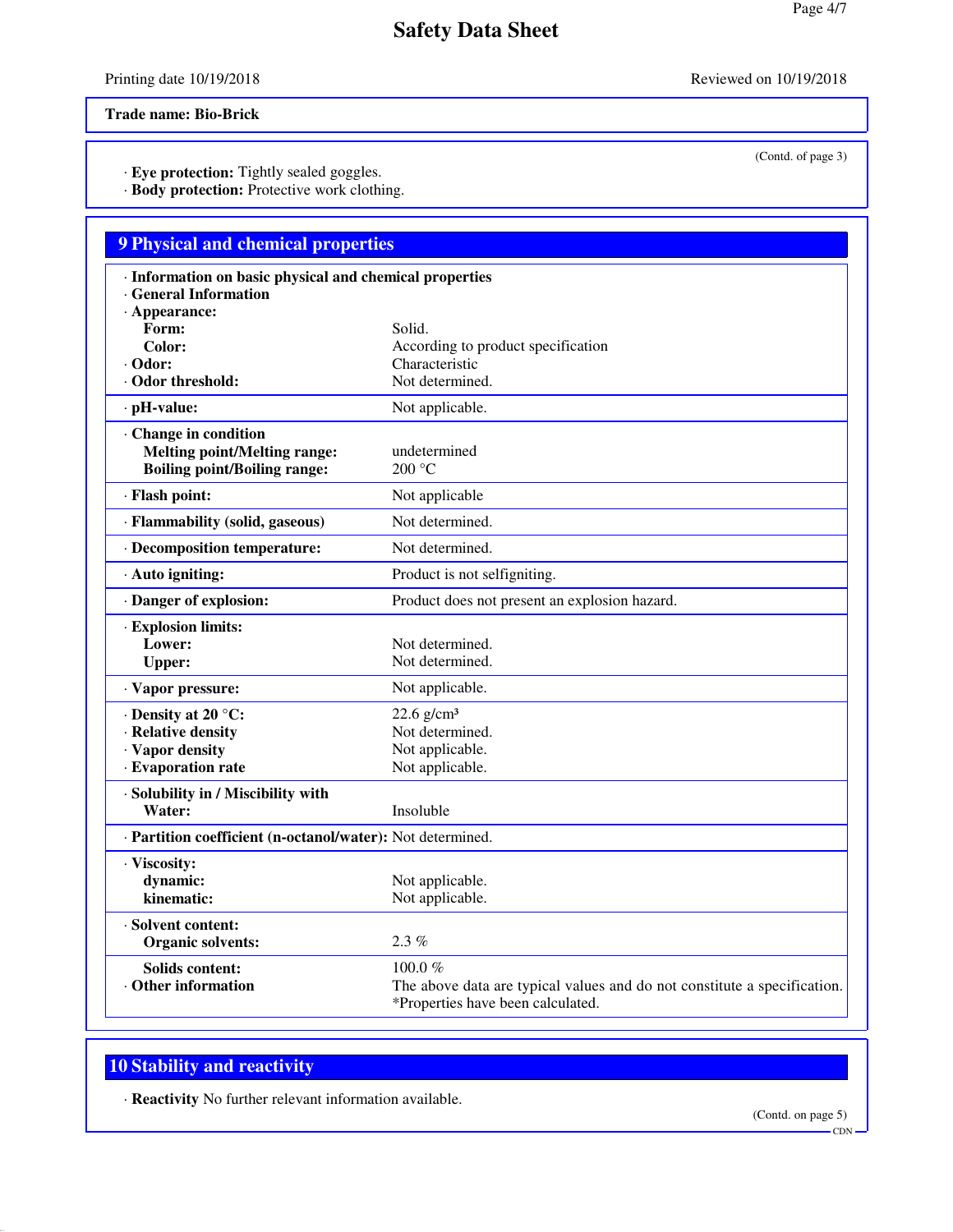**Trade name: Bio-Brick**

(Contd. of page 3)

· **Eye protection:** Tightly sealed goggles.
· **Body protection:** Protective work clothing.

## 9 Physical and chemical properties

| | |
|---|---|
| · **Information on basic physical and chemical properties** | |
| · **General Information** | |
| · **Appearance:** | |
| **Form:** | Solid. |
| **Color:** | According to product specification |
| · **Odor:** | Characteristic |
| · **Odor threshold:** | Not determined. |
| · **pH-value:** | Not applicable. |
| · **Change in condition** | |
| **Melting point/Melting range:** | undetermined |
| **Boiling point/Boiling range:** | 200 °C |
| · **Flash point:** | Not applicable |
| · **Flammability (solid, gaseous)** | Not determined. |
| · **Decomposition temperature:** | Not determined. |
| · **Auto igniting:** | Product is not selfigniting. |
| · **Danger of explosion:** | Product does not present an explosion hazard. |
| · **Explosion limits:** | |
| **Lower:** | Not determined. |
| **Upper:** | Not determined. |
| · **Vapor pressure:** | Not applicable. |
| · **Density at 20 °C:** | 22.6 g/cm³ |
| · **Relative density** | Not determined. |
| · **Vapor density** | Not applicable. |
| · **Evaporation rate** | Not applicable. |
| · **Solubility in / Miscibility with** | |
| **Water:** | Insoluble |
| · **Partition coefficient (n-octanol/water):** | Not determined. |
| · **Viscosity:** | |
| **dynamic:** | Not applicable. |
| **kinematic:** | Not applicable. |
| · **Solvent content:** | |
| **Organic solvents:** | 2.3 % |
| **Solids content:** | 100.0 % |
| · **Other information** | The above data are typical values and do not constitute a specification. *Properties have been calculated. |

## 10 Stability and reactivity

· **Reactivity** No further relevant information available.

(Contd. on page 5)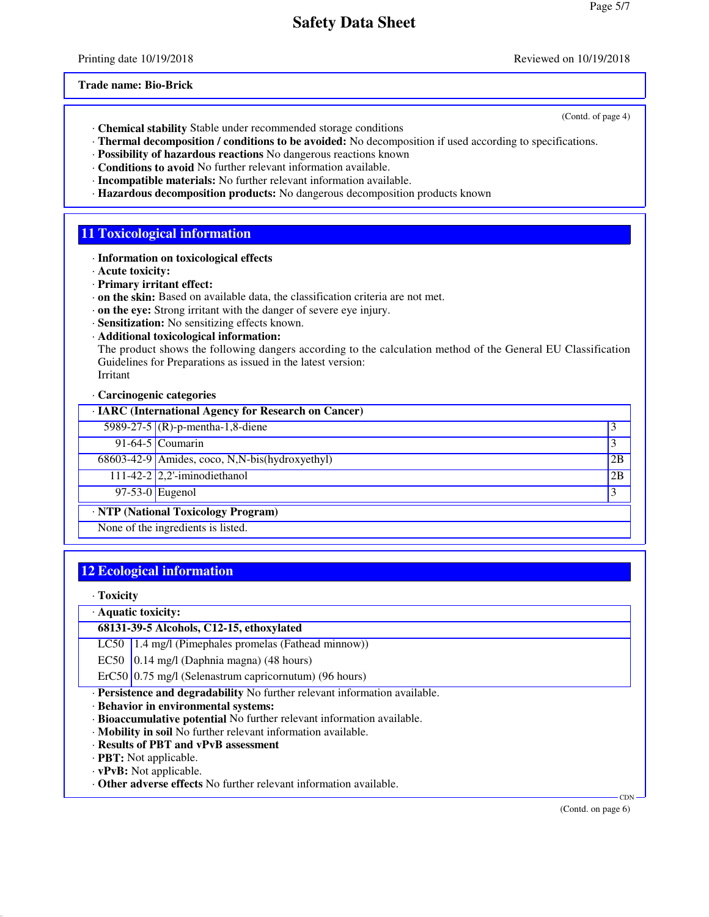**Trade name: Bio-Brick**

(Contd. of page 4)

· **Chemical stability** Stable under recommended storage conditions
· **Thermal decomposition / conditions to be avoided:** No decomposition if used according to specifications.
· **Possibility of hazardous reactions** No dangerous reactions known
· **Conditions to avoid** No further relevant information available.
· **Incompatible materials:** No further relevant information available.
· **Hazardous decomposition products:** No dangerous decomposition products known

## 11 Toxicological information

· **Information on toxicological effects**
· **Acute toxicity:**
· **Primary irritant effect:**
· **on the skin:** Based on available data, the classification criteria are not met.
· **on the eye:** Strong irritant with the danger of severe eye injury.
· **Sensitization:** No sensitizing effects known.
· **Additional toxicological information:**
The product shows the following dangers according to the calculation method of the General EU Classification Guidelines for Preparations as issued in the latest version:
Irritant

· **Carcinogenic categories**

| · **IARC (International Agency for Research on Cancer)** | | |
|---|---|---|
| 5989-27-5 | (R)-p-mentha-1,8-diene | 3 |
| 91-64-5 | Coumarin | 3 |
| 68603-42-9 | Amides, coco, N,N-bis(hydroxyethyl) | 2B |
| 111-42-2 | 2,2'-iminodiethanol | 2B |
| 97-53-0 | Eugenol | 3 |

| · **NTP (National Toxicology Program)** |
|---|
| None of the ingredients is listed. |

## 12 Ecological information

· **Toxicity**

| · **Aquatic toxicity:** | |
|---|---|
| **68131-39-5 Alcohols, C12-15, ethoxylated** | |
| LC50 | 1.4 mg/l (Pimephales promelas (Fathead minnow)) |
| EC50 | 0.14 mg/l (Daphnia magna) (48 hours) |
| ErC50 | 0.75 mg/l (Selenastrum capricornutum) (96 hours) |

· **Persistence and degradability** No further relevant information available.
· **Behavior in environmental systems:**
· **Bioaccumulative potential** No further relevant information available.
· **Mobility in soil** No further relevant information available.
· **Results of PBT and vPvB assessment**
· **PBT:** Not applicable.
· **vPvB:** Not applicable.
· **Other adverse effects** No further relevant information available.

(Contd. on page 6)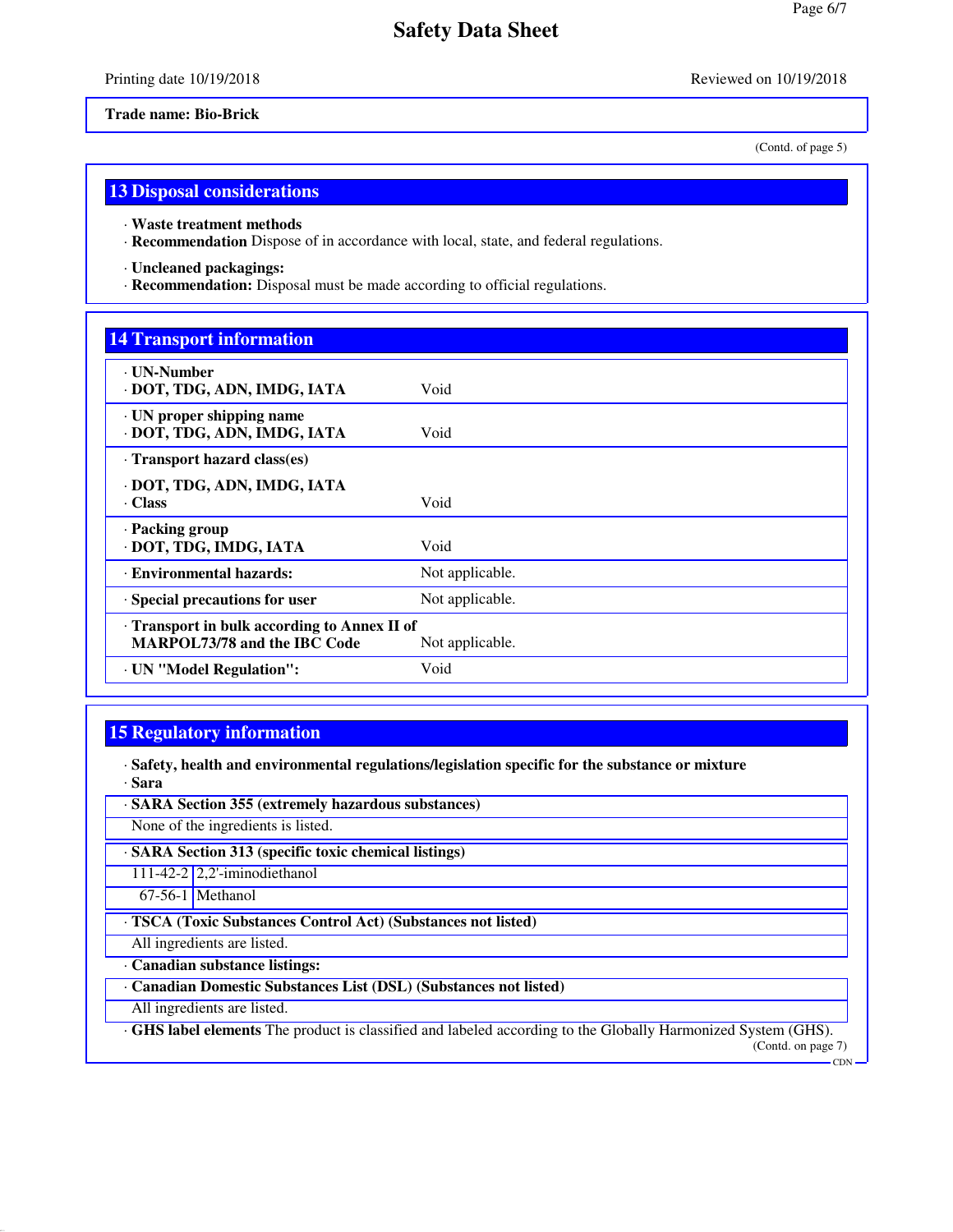# Safety Data Sheet

Printing date 10/19/2018 Reviewed on 10/19/2018

**Trade name: Bio-Brick**

(Contd. of page 5)

## 13 Disposal considerations

· **Waste treatment methods**
· **Recommendation** Dispose of in accordance with local, state, and federal regulations.

· **Uncleaned packagings:**
· **Recommendation:** Disposal must be made according to official regulations.

## 14 Transport information

| | |
|---|---|
| · **UN-Number**<br>· **DOT, TDG, ADN, IMDG, IATA** | Void |
| · **UN proper shipping name**<br>· **DOT, TDG, ADN, IMDG, IATA** | Void |
| · **Transport hazard class(es)**<br>· **DOT, TDG, ADN, IMDG, IATA**<br>· **Class** | Void |
| · **Packing group**<br>· **DOT, TDG, IMDG, IATA** | Void |
| · **Environmental hazards:** | Not applicable. |
| · **Special precautions for user** | Not applicable. |
| · **Transport in bulk according to Annex II of MARPOL73/78 and the IBC Code** | Not applicable. |
| · **UN "Model Regulation":** | Void |

## 15 Regulatory information

· **Safety, health and environmental regulations/legislation specific for the substance or mixture**
· **Sara**

· **SARA Section 355 (extremely hazardous substances)**

None of the ingredients is listed.

· **SARA Section 313 (specific toxic chemical listings)**

| | |
|---|---|
| 111-42-2 | 2,2'-iminodiethanol |
| 67-56-1 | Methanol |

· **TSCA (Toxic Substances Control Act) (Substances not listed)**

All ingredients are listed.

· **Canadian substance listings:**

· **Canadian Domestic Substances List (DSL) (Substances not listed)**

All ingredients are listed.

· **GHS label elements** The product is classified and labeled according to the Globally Harmonized System (GHS).

(Contd. on page 7)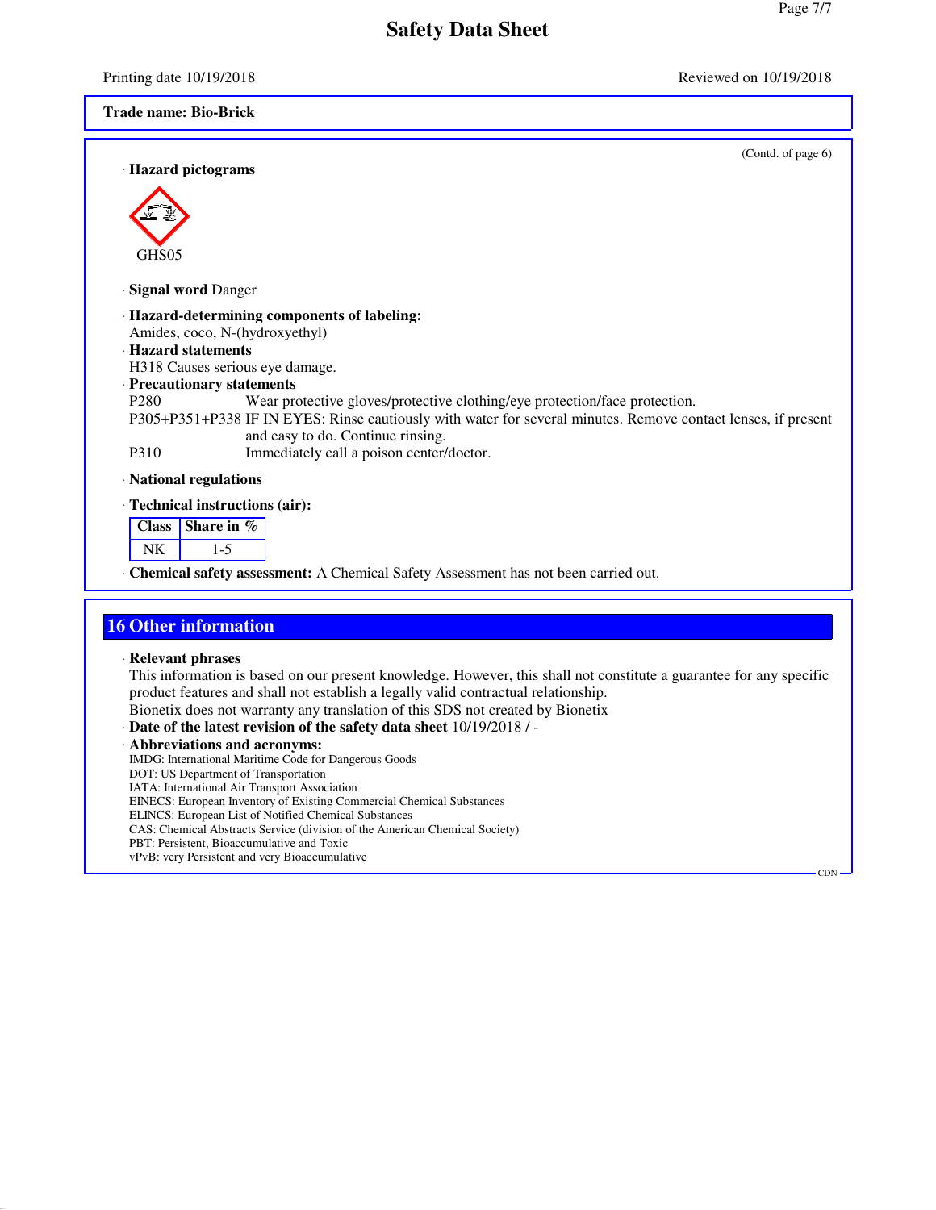**Safety Data Sheet**

Printing date 10/19/2018 Reviewed on 10/19/2018

**Trade name: Bio-Brick**

(Contd. of page 6)

· **Hazard pictograms**

GHS05

· **Signal word** Danger

· **Hazard-determining components of labeling:**
Amides, coco, N-(hydroxyethyl)

· **Hazard statements**
H318 Causes serious eye damage.

· **Precautionary statements**
P280 Wear protective gloves/protective clothing/eye protection/face protection.
P305+P351+P338 IF IN EYES: Rinse cautiously with water for several minutes. Remove contact lenses, if present and easy to do. Continue rinsing.
P310 Immediately call a poison center/doctor.

· **National regulations**

· **Technical instructions (air):**

| Class | Share in % |
|---|---|
| NK | 1-5 |

· **Chemical safety assessment:** A Chemical Safety Assessment has not been carried out.

## 16 Other information

· **Relevant phrases**
This information is based on our present knowledge. However, this shall not constitute a guarantee for any specific product features and shall not establish a legally valid contractual relationship.
Bionetix does not warranty any translation of this SDS not created by Bionetix

· **Date of the latest revision of the safety data sheet** 10/19/2018 / -

· **Abbreviations and acronyms:**
IMDG: International Maritime Code for Dangerous Goods
DOT: US Department of Transportation
IATA: International Air Transport Association
EINECS: European Inventory of Existing Commercial Chemical Substances
ELINCS: European List of Notified Chemical Substances
CAS: Chemical Abstracts Service (division of the American Chemical Society)
PBT: Persistent, Bioaccumulative and Toxic
vPvB: very Persistent and very Bioaccumulative

CDN